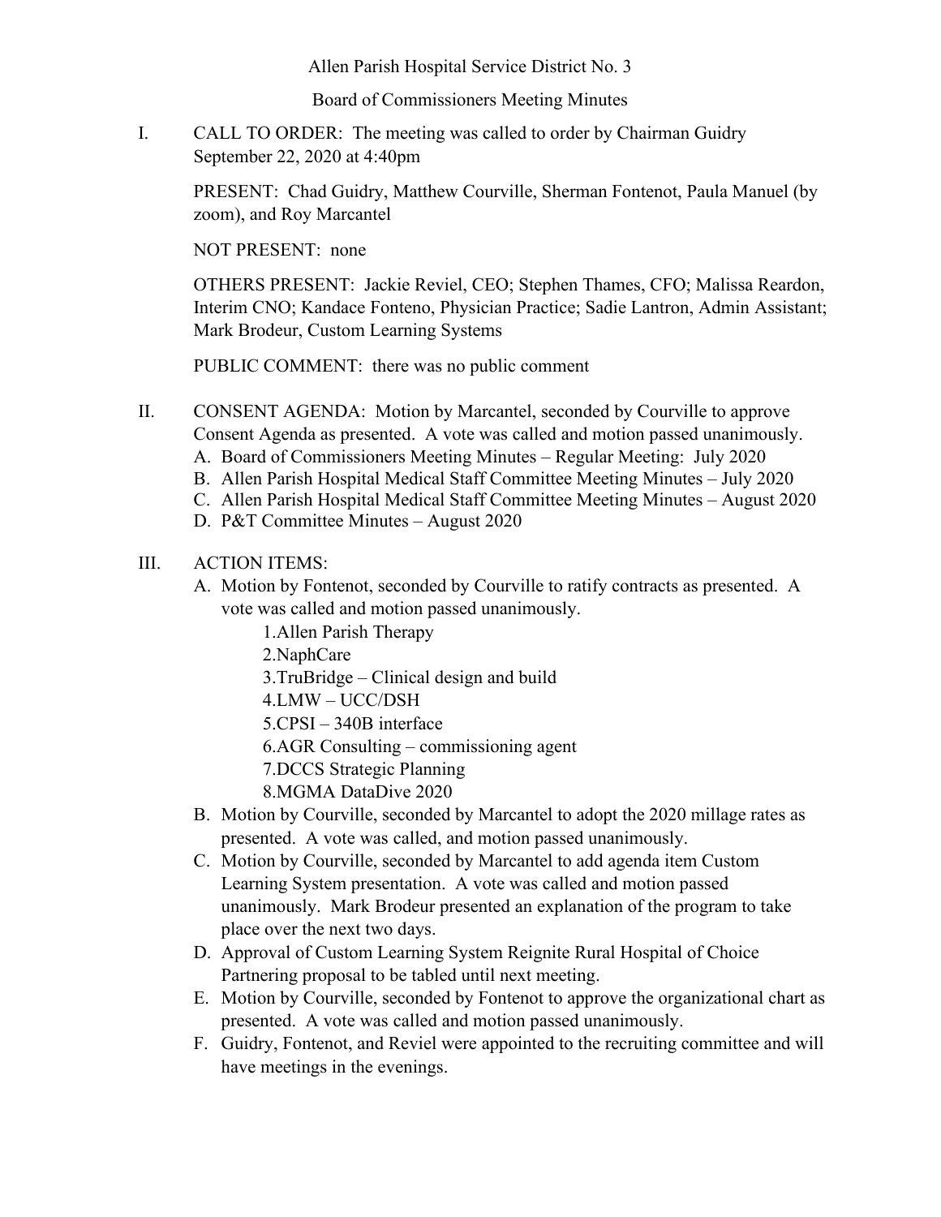Allen Parish Hospital Service District No. 3

Board of Commissioners Meeting Minutes

I. CALL TO ORDER: The meeting was called to order by Chairman Guidry September 22, 2020 at 4:40pm

PRESENT: Chad Guidry, Matthew Courville, Sherman Fontenot, Paula Manuel (by zoom), and Roy Marcantel

NOT PRESENT: none

OTHERS PRESENT: Jackie Reviel, CEO; Stephen Thames, CFO; Malissa Reardon, Interim CNO; Kandace Fonteno, Physician Practice; Sadie Lantron, Admin Assistant; Mark Brodeur, Custom Learning Systems

PUBLIC COMMENT: there was no public comment

II. CONSENT AGENDA: Motion by Marcantel, seconded by Courville to approve Consent Agenda as presented. A vote was called and motion passed unanimously.
   A. Board of Commissioners Meeting Minutes – Regular Meeting: July 2020
   B. Allen Parish Hospital Medical Staff Committee Meeting Minutes – July 2020
   C. Allen Parish Hospital Medical Staff Committee Meeting Minutes – August 2020
   D. P&T Committee Minutes – August 2020

III. ACTION ITEMS:
   A. Motion by Fontenot, seconded by Courville to ratify contracts as presented. A vote was called and motion passed unanimously.
      1. Allen Parish Therapy
      2. NaphCare
      3. TruBridge – Clinical design and build
      4. LMW – UCC/DSH
      5. CPSI – 340B interface
      6. AGR Consulting – commissioning agent
      7. DCCS Strategic Planning
      8. MGMA DataDive 2020
   B. Motion by Courville, seconded by Marcantel to adopt the 2020 millage rates as presented. A vote was called, and motion passed unanimously.
   C. Motion by Courville, seconded by Marcantel to add agenda item Custom Learning System presentation. A vote was called and motion passed unanimously. Mark Brodeur presented an explanation of the program to take place over the next two days.
   D. Approval of Custom Learning System Reignite Rural Hospital of Choice Partnering proposal to be tabled until next meeting.
   E. Motion by Courville, seconded by Fontenot to approve the organizational chart as presented. A vote was called and motion passed unanimously.
   F. Guidry, Fontenot, and Reviel were appointed to the recruiting committee and will have meetings in the evenings.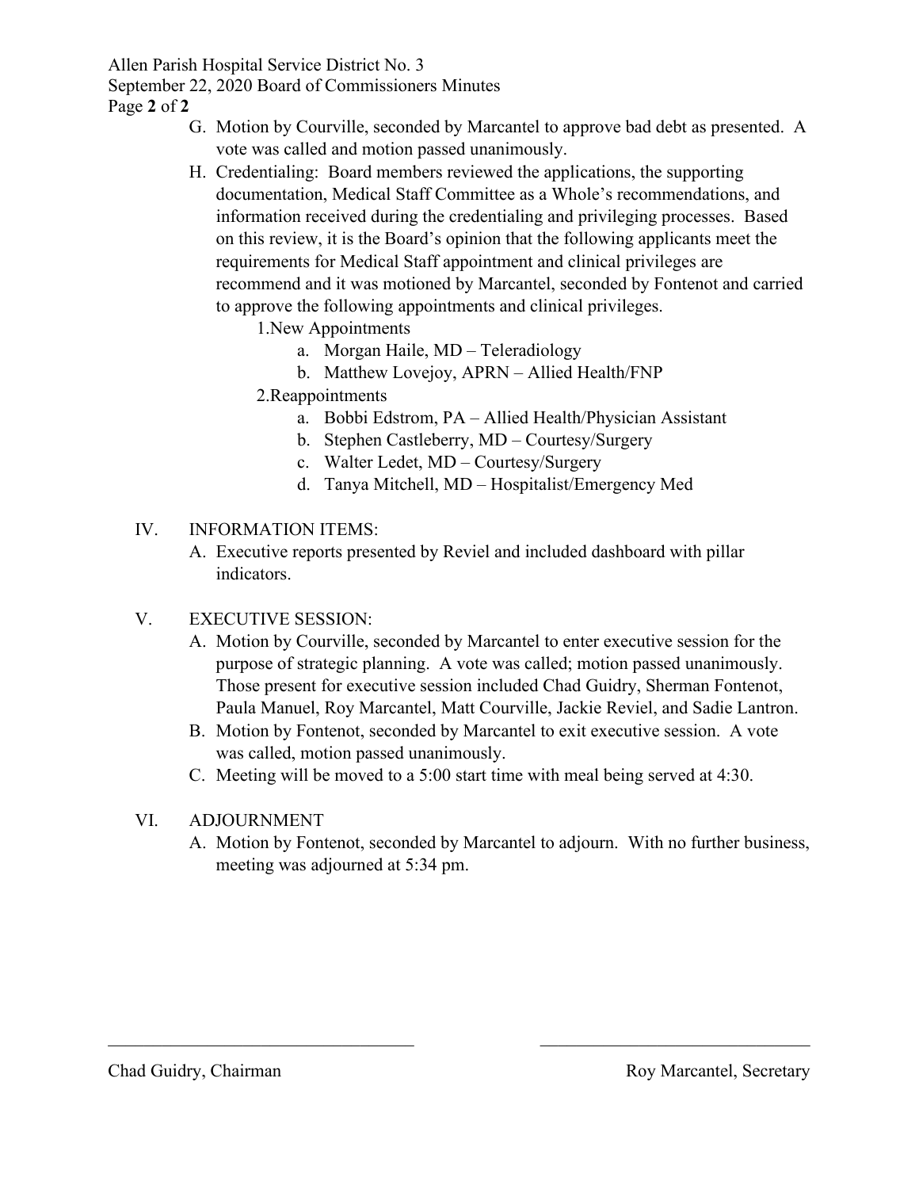G. Motion by Courville, seconded by Marcantel to approve bad debt as presented. A vote was called and motion passed unanimously.

H. Credentialing: Board members reviewed the applications, the supporting documentation, Medical Staff Committee as a Whole's recommendations, and information received during the credentialing and privileging processes. Based on this review, it is the Board's opinion that the following applicants meet the requirements for Medical Staff appointment and clinical privileges are recommend and it was motioned by Marcantel, seconded by Fontenot and carried to approve the following appointments and clinical privileges.

1. New Appointments
   a. Morgan Haile, MD – Teleradiology
   b. Matthew Lovejoy, APRN – Allied Health/FNP
2. Reappointments
   a. Bobbi Edstrom, PA – Allied Health/Physician Assistant
   b. Stephen Castleberry, MD – Courtesy/Surgery
   c. Walter Ledet, MD – Courtesy/Surgery
   d. Tanya Mitchell, MD – Hospitalist/Emergency Med

## IV. INFORMATION ITEMS:

A. Executive reports presented by Reviel and included dashboard with pillar indicators.

## V. EXECUTIVE SESSION:

A. Motion by Courville, seconded by Marcantel to enter executive session for the purpose of strategic planning. A vote was called; motion passed unanimously. Those present for executive session included Chad Guidry, Sherman Fontenot, Paula Manuel, Roy Marcantel, Matt Courville, Jackie Reviel, and Sadie Lantron.

B. Motion by Fontenot, seconded by Marcantel to exit executive session. A vote was called, motion passed unanimously.

C. Meeting will be moved to a 5:00 start time with meal being served at 4:30.

## VI. ADJOURNMENT

A. Motion by Fontenot, seconded by Marcantel to adjourn. With no further business, meeting was adjourned at 5:34 pm.

\_\_\_\_\_\_\_\_\_\_\_\_\_\_\_\_\_\_\_\_\_\_\_\_\_\_\_\_\_\_ \_\_\_\_\_\_\_\_\_\_\_\_\_\_\_\_\_\_\_\_\_\_\_\_\_\_\_\_\_\_

Chad Guidry, Chairman | Roy Marcantel, Secretary